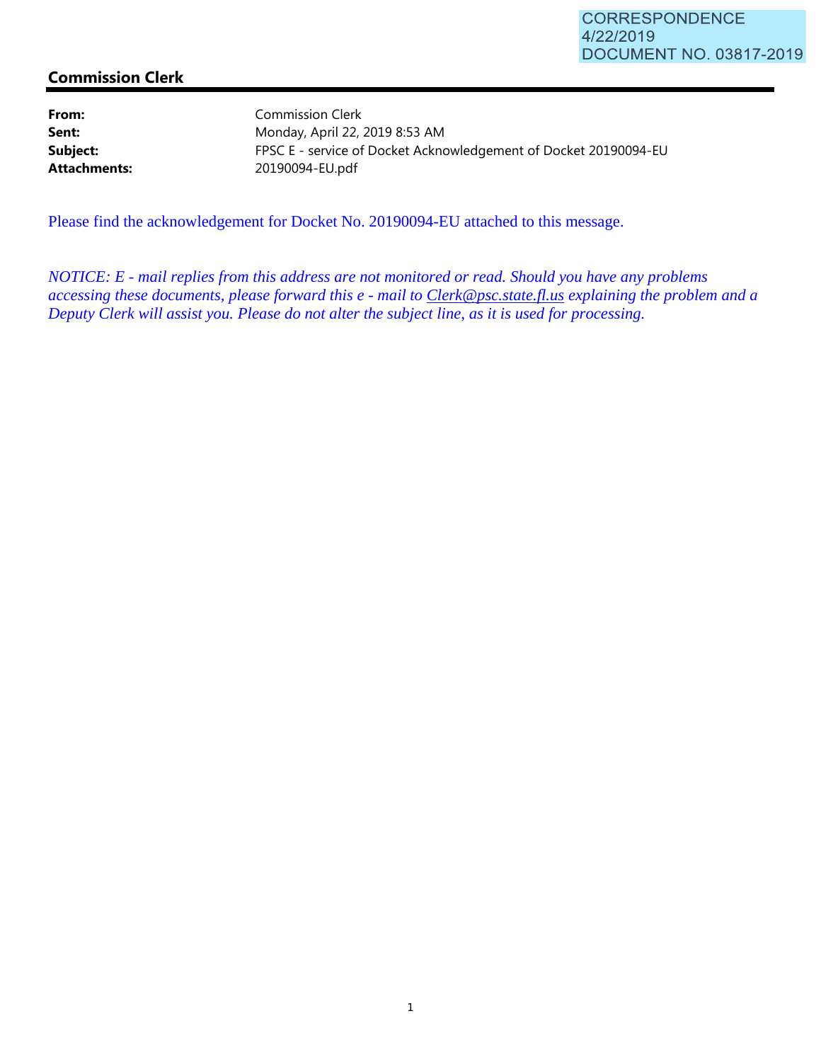CORRESPONDENCE
4/22/2019
DOCUMENT NO. 03817-2019

## Commission Clerk

**From:** Commission Clerk
**Sent:** Monday, April 22, 2019 8:53 AM
**Subject:** FPSC E - service of Docket Acknowledgement of Docket 20190094-EU
**Attachments:** 20190094-EU.pdf

Please find the acknowledgement for Docket No. 20190094-EU attached to this message.

*NOTICE: E - mail replies from this address are not monitored or read. Should you have any problems accessing these documents, please forward this e - mail to Clerk@psc.state.fl.us explaining the problem and a Deputy Clerk will assist you. Please do not alter the subject line, as it is used for processing.*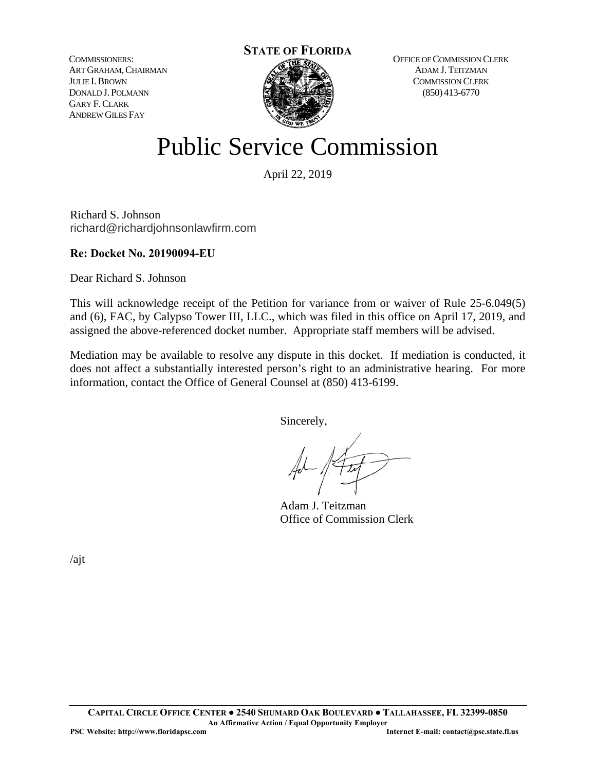COMMISSIONERS:
ART GRAHAM, CHAIRMAN
JULIE I. BROWN
DONALD J. POLMANN
GARY F. CLARK
ANDREW GILES FAY

**STATE OF FLORIDA**

OFFICE OF COMMISSION CLERK
ADAM J. TEITZMAN
COMMISSION CLERK
(850) 413-6770

# Public Service Commission

April 22, 2019

Richard S. Johnson
richard@richardjohnsonlawfirm.com

**Re: Docket No. 20190094-EU**

Dear Richard S. Johnson

This will acknowledge receipt of the Petition for variance from or waiver of Rule 25-6.049(5) and (6), FAC, by Calypso Tower III, LLC., which was filed in this office on April 17, 2019, and assigned the above-referenced docket number. Appropriate staff members will be advised.

Mediation may be available to resolve any dispute in this docket. If mediation is conducted, it does not affect a substantially interested person's right to an administrative hearing. For more information, contact the Office of General Counsel at (850) 413-6199.

Sincerely,

Adam J. Teitzman
Office of Commission Clerk

/ajt

**CAPITAL CIRCLE OFFICE CENTER ● 2540 SHUMARD OAK BOULEVARD ● TALLAHASSEE, FL 32399-0850**
**An Affirmative Action / Equal Opportunity Employer**
**PSC Website: http://www.floridapsc.com** **Internet E-mail: contact@psc.state.fl.us**